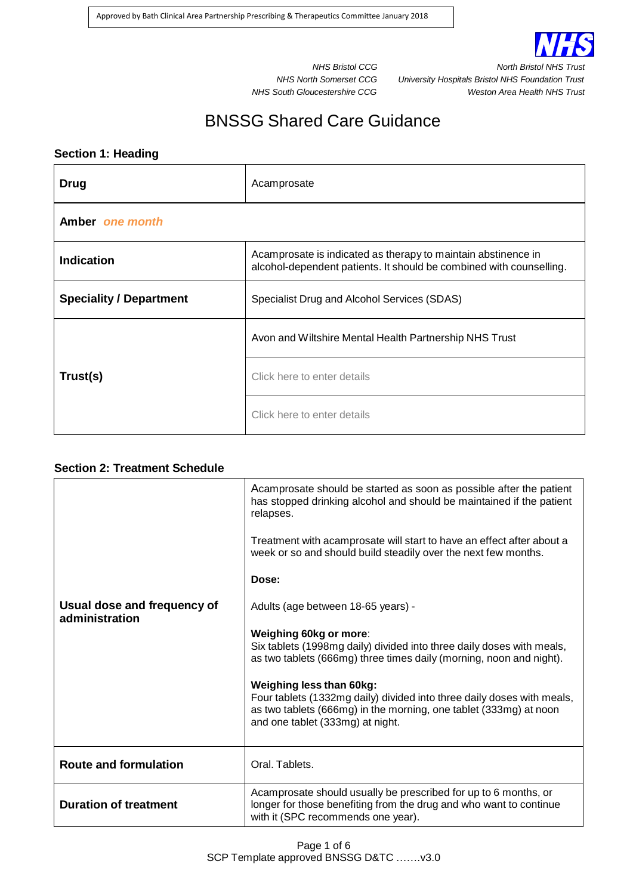Approved by Bath Clinical Area Partnership Prescribing & Therapeutics Committee January 2018

*NHS Bristol CCG*
*NHS North Somerset CCG*
*NHS South Gloucestershire CCG*

*North Bristol NHS Trust*
*University Hospitals Bristol NHS Foundation Trust*
*Weston Area Health NHS Trust*

# BNSSG Shared Care Guidance

## Section 1: Heading

| | |
|---|---|
| **Drug** | Acamprosate |
| **Amber** *one month* | |
| **Indication** | Acamprosate is indicated as therapy to maintain abstinence in alcohol-dependent patients. It should be combined with counselling. |
| **Speciality / Department** | Specialist Drug and Alcohol Services (SDAS) |
| **Trust(s)** | Avon and Wiltshire Mental Health Partnership NHS Trust |
| | Click here to enter details |
| | Click here to enter details |

## Section 2: Treatment Schedule

| | |
|---|---|
| **Usual dose and frequency of administration** | Acamprosate should be started as soon as possible after the patient has stopped drinking alcohol and should be maintained if the patient relapses.<br><br>Treatment with acamprosate will start to have an effect after about a week or so and should build steadily over the next few months.<br><br>**Dose:**<br><br>Adults (age between 18-65 years) -<br><br>**Weighing 60kg or more**:<br>Six tablets (1998mg daily) divided into three daily doses with meals, as two tablets (666mg) three times daily (morning, noon and night).<br><br>**Weighing less than 60kg:**<br>Four tablets (1332mg daily) divided into three daily doses with meals, as two tablets (666mg) in the morning, one tablet (333mg) at noon and one tablet (333mg) at night. |
| **Route and formulation** | Oral. Tablets. |
| **Duration of treatment** | Acamprosate should usually be prescribed for up to 6 months, or longer for those benefiting from the drug and who want to continue with it (SPC recommends one year). |

SCP Template approved BNSSG D&TC …….v3.0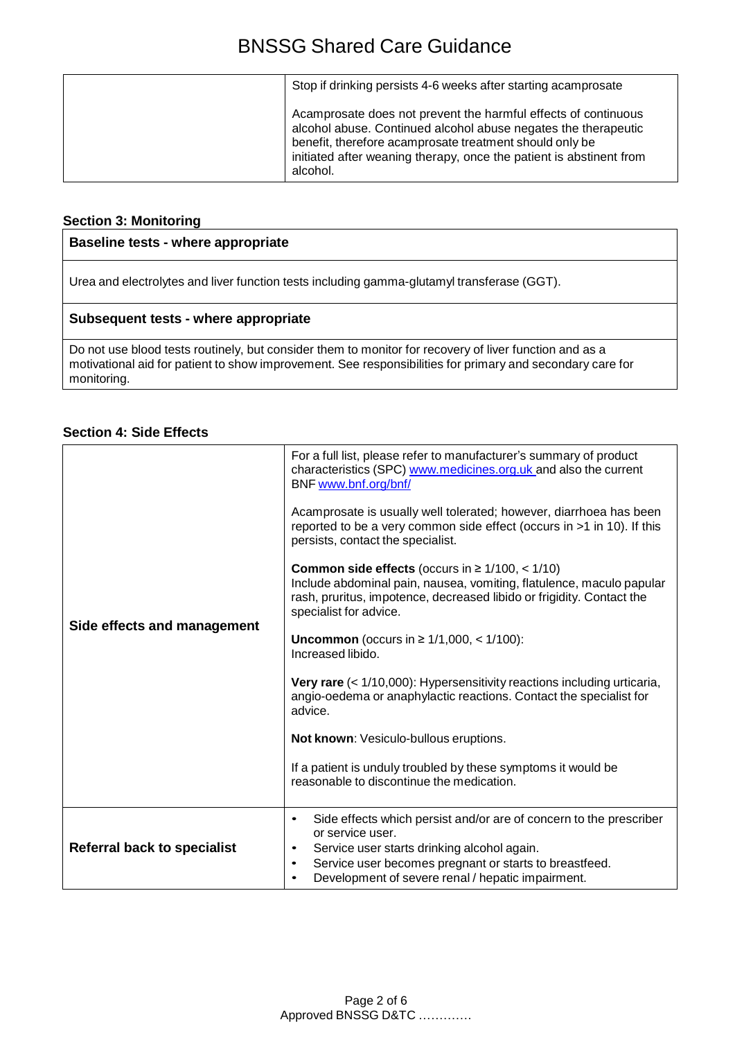| | |
|---|---|
| | Stop if drinking persists 4-6 weeks after starting acamprosate<br><br>Acamprosate does not prevent the harmful effects of continuous alcohol abuse. Continued alcohol abuse negates the therapeutic benefit, therefore acamprosate treatment should only be initiated after weaning therapy, once the patient is abstinent from alcohol. |

### Section 3: Monitoring

| **Baseline tests - where appropriate** |
|---|
| Urea and electrolytes and liver function tests including gamma-glutamyl transferase (GGT). |
| **Subsequent tests - where appropriate** |
| Do not use blood tests routinely, but consider them to monitor for recovery of liver function and as a motivational aid for patient to show improvement. See responsibilities for primary and secondary care for monitoring. |

### Section 4: Side Effects

| | |
|---|---|
| **Side effects and management** | For a full list, please refer to manufacturer's summary of product characteristics (SPC) www.medicines.org.uk and also the current BNF www.bnf.org/bnf/<br><br>Acamprosate is usually well tolerated; however, diarrhoea has been reported to be a very common side effect (occurs in >1 in 10). If this persists, contact the specialist.<br><br>**Common side effects** (occurs in ≥ 1/100, < 1/10)<br>Include abdominal pain, nausea, vomiting, flatulence, maculo papular rash, pruritus, impotence, decreased libido or frigidity. Contact the specialist for advice.<br><br>**Uncommon** (occurs in ≥ 1/1,000, < 1/100):<br>Increased libido.<br><br>**Very rare** (< 1/10,000): Hypersensitivity reactions including urticaria, angio-oedema or anaphylactic reactions. Contact the specialist for advice.<br><br>**Not known**: Vesiculo-bullous eruptions.<br><br>If a patient is unduly troubled by these symptoms it would be reasonable to discontinue the medication. |
| **Referral back to specialist** | • Side effects which persist and/or are of concern to the prescriber or service user.<br>• Service user starts drinking alcohol again.<br>• Service user becomes pregnant or starts to breastfeed.<br>• Development of severe renal / hepatic impairment. |

Approved BNSSG D&TC ………….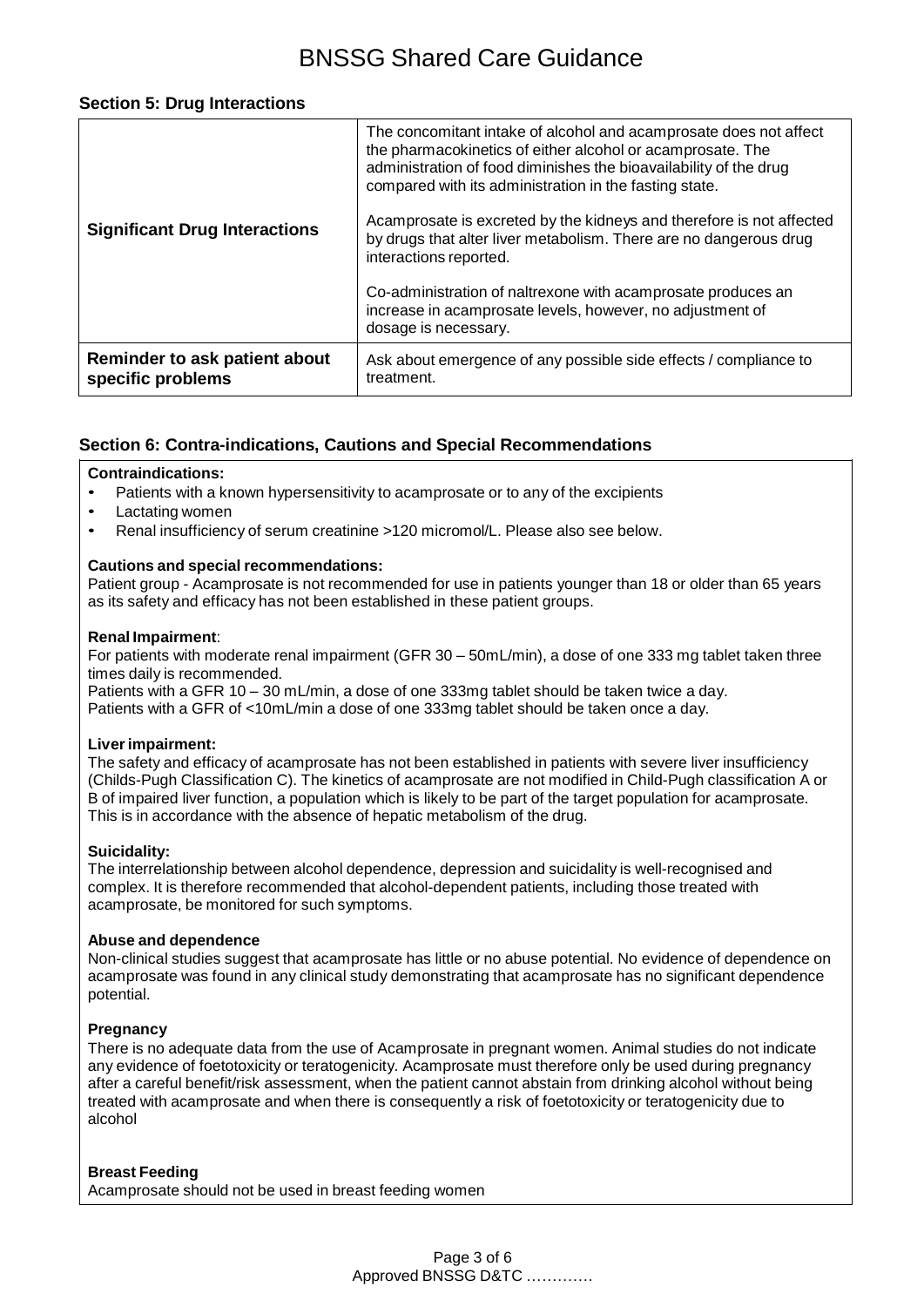## Section 5: Drug Interactions

| | |
|---|---|
| **Significant Drug Interactions** | The concomitant intake of alcohol and acamprosate does not affect the pharmacokinetics of either alcohol or acamprosate. The administration of food diminishes the bioavailability of the drug compared with its administration in the fasting state.<br><br>Acamprosate is excreted by the kidneys and therefore is not affected by drugs that alter liver metabolism. There are no dangerous drug interactions reported.<br><br>Co-administration of naltrexone with acamprosate produces an increase in acamprosate levels, however, no adjustment of dosage is necessary. |
| **Reminder to ask patient about specific problems** | Ask about emergence of any possible side effects / compliance to treatment. |

## Section 6: Contra-indications, Cautions and Special Recommendations

**Contraindications:**

- Patients with a known hypersensitivity to acamprosate or to any of the excipients
- Lactating women
- Renal insufficiency of serum creatinine >120 micromol/L. Please also see below.

**Cautions and special recommendations:**

Patient group - Acamprosate is not recommended for use in patients younger than 18 or older than 65 years as its safety and efficacy has not been established in these patient groups.

**Renal Impairment**:

For patients with moderate renal impairment (GFR 30 – 50mL/min), a dose of one 333 mg tablet taken three times daily is recommended.
Patients with a GFR 10 – 30 mL/min, a dose of one 333mg tablet should be taken twice a day.
Patients with a GFR of <10mL/min a dose of one 333mg tablet should be taken once a day.

**Liver impairment:**

The safety and efficacy of acamprosate has not been established in patients with severe liver insufficiency (Childs-Pugh Classification C). The kinetics of acamprosate are not modified in Child-Pugh classification A or B of impaired liver function, a population which is likely to be part of the target population for acamprosate. This is in accordance with the absence of hepatic metabolism of the drug.

**Suicidality:**

The interrelationship between alcohol dependence, depression and suicidality is well-recognised and complex. It is therefore recommended that alcohol-dependent patients, including those treated with acamprosate, be monitored for such symptoms.

**Abuse and dependence**

Non-clinical studies suggest that acamprosate has little or no abuse potential. No evidence of dependence on acamprosate was found in any clinical study demonstrating that acamprosate has no significant dependence potential.

**Pregnancy**

There is no adequate data from the use of Acamprosate in pregnant women. Animal studies do not indicate any evidence of foetotoxicity or teratogenicity. Acamprosate must therefore only be used during pregnancy after a careful benefit/risk assessment, when the patient cannot abstain from drinking alcohol without being treated with acamprosate and when there is consequently a risk of foetotoxicity or teratogenicity due to alcohol

**Breast Feeding**

Acamprosate should not be used in breast feeding women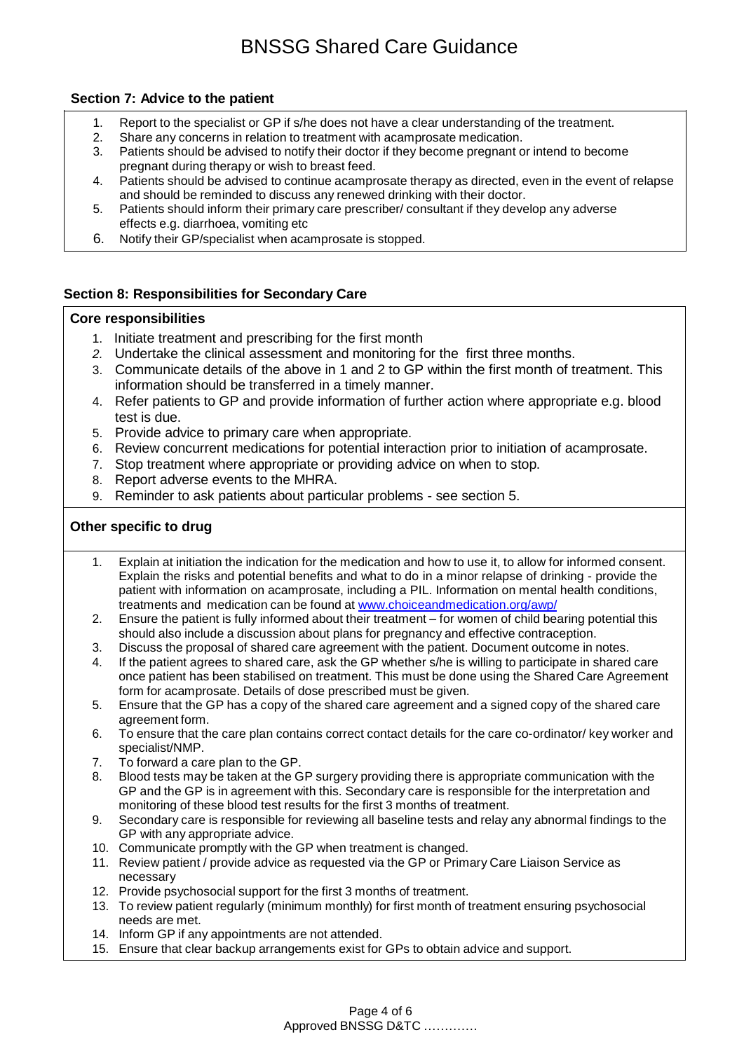## Section 7: Advice to the patient

1. Report to the specialist or GP if s/he does not have a clear understanding of the treatment.
2. Share any concerns in relation to treatment with acamprosate medication.
3. Patients should be advised to notify their doctor if they become pregnant or intend to become pregnant during therapy or wish to breast feed.
4. Patients should be advised to continue acamprosate therapy as directed, even in the event of relapse and should be reminded to discuss any renewed drinking with their doctor.
5. Patients should inform their primary care prescriber/ consultant if they develop any adverse effects e.g. diarrhoea, vomiting etc
6. Notify their GP/specialist when acamprosate is stopped.

## Section 8: Responsibilities for Secondary Care

### Core responsibilities

1. Initiate treatment and prescribing for the first month
2. Undertake the clinical assessment and monitoring for the first three months.
3. Communicate details of the above in 1 and 2 to GP within the first month of treatment. This information should be transferred in a timely manner.
4. Refer patients to GP and provide information of further action where appropriate e.g. blood test is due.
5. Provide advice to primary care when appropriate.
6. Review concurrent medications for potential interaction prior to initiation of acamprosate.
7. Stop treatment where appropriate or providing advice on when to stop.
8. Report adverse events to the MHRA.
9. Reminder to ask patients about particular problems - see section 5.

### Other specific to drug

1. Explain at initiation the indication for the medication and how to use it, to allow for informed consent. Explain the risks and potential benefits and what to do in a minor relapse of drinking - provide the patient with information on acamprosate, including a PIL. Information on mental health conditions, treatments and medication can be found at [www.choiceandmedication.org/awp/](http://www.choiceandmedication.org/awp/)
2. Ensure the patient is fully informed about their treatment – for women of child bearing potential this should also include a discussion about plans for pregnancy and effective contraception.
3. Discuss the proposal of shared care agreement with the patient. Document outcome in notes.
4. If the patient agrees to shared care, ask the GP whether s/he is willing to participate in shared care once patient has been stabilised on treatment. This must be done using the Shared Care Agreement form for acamprosate. Details of dose prescribed must be given.
5. Ensure that the GP has a copy of the shared care agreement and a signed copy of the shared care agreement form.
6. To ensure that the care plan contains correct contact details for the care co-ordinator/ key worker and specialist/NMP.
7. To forward a care plan to the GP.
8. Blood tests may be taken at the GP surgery providing there is appropriate communication with the GP and the GP is in agreement with this. Secondary care is responsible for the interpretation and monitoring of these blood test results for the first 3 months of treatment.
9. Secondary care is responsible for reviewing all baseline tests and relay any abnormal findings to the GP with any appropriate advice.
10. Communicate promptly with the GP when treatment is changed.
11. Review patient / provide advice as requested via the GP or Primary Care Liaison Service as necessary
12. Provide psychosocial support for the first 3 months of treatment.
13. To review patient regularly (minimum monthly) for first month of treatment ensuring psychosocial needs are met.
14. Inform GP if any appointments are not attended.
15. Ensure that clear backup arrangements exist for GPs to obtain advice and support.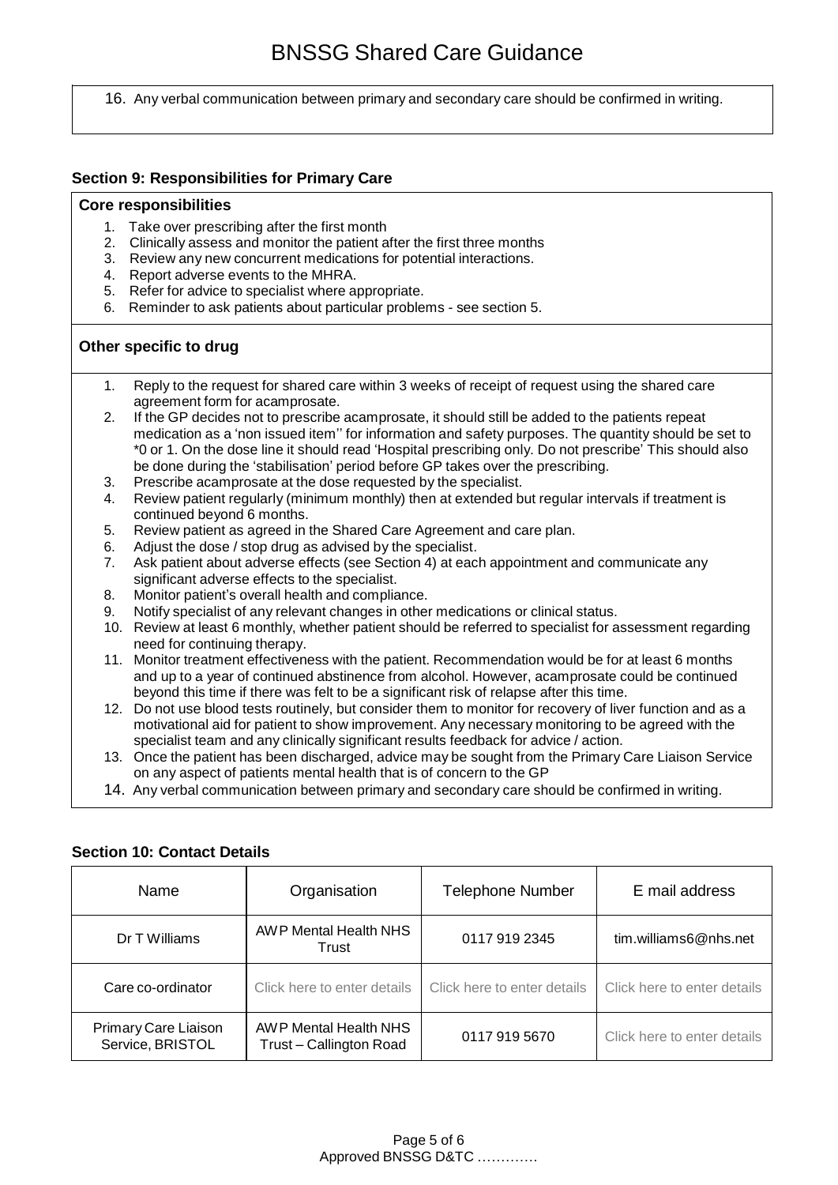16. Any verbal communication between primary and secondary care should be confirmed in writing.

### Section 9: Responsibilities for Primary Care

**Core responsibilities**

1. Take over prescribing after the first month
2. Clinically assess and monitor the patient after the first three months
3. Review any new concurrent medications for potential interactions.
4. Report adverse events to the MHRA.
5. Refer for advice to specialist where appropriate.
6. Reminder to ask patients about particular problems - see section 5.

**Other specific to drug**

1. Reply to the request for shared care within 3 weeks of receipt of request using the shared care agreement form for acamprosate.
2. If the GP decides not to prescribe acamprosate, it should still be added to the patients repeat medication as a 'non issued item'' for information and safety purposes. The quantity should be set to *0 or 1. On the dose line it should read 'Hospital prescribing only. Do not prescribe' This should also be done during the 'stabilisation' period before GP takes over the prescribing.
3. Prescribe acamprosate at the dose requested by the specialist.
4. Review patient regularly (minimum monthly) then at extended but regular intervals if treatment is continued beyond 6 months.
5. Review patient as agreed in the Shared Care Agreement and care plan.
6. Adjust the dose / stop drug as advised by the specialist.
7. Ask patient about adverse effects (see Section 4) at each appointment and communicate any significant adverse effects to the specialist.
8. Monitor patient's overall health and compliance.
9. Notify specialist of any relevant changes in other medications or clinical status.
10. Review at least 6 monthly, whether patient should be referred to specialist for assessment regarding need for continuing therapy.
11. Monitor treatment effectiveness with the patient. Recommendation would be for at least 6 months and up to a year of continued abstinence from alcohol. However, acamprosate could be continued beyond this time if there was felt to be a significant risk of relapse after this time.
12. Do not use blood tests routinely, but consider them to monitor for recovery of liver function and as a motivational aid for patient to show improvement. Any necessary monitoring to be agreed with the specialist team and any clinically significant results feedback for advice / action.
13. Once the patient has been discharged, advice may be sought from the Primary Care Liaison Service on any aspect of patients mental health that is of concern to the GP
14. Any verbal communication between primary and secondary care should be confirmed in writing.

### Section 10: Contact Details

| Name | Organisation | Telephone Number | E mail address |
|---|---|---|---|
| Dr T Williams | AWP Mental Health NHS Trust | 0117 919 2345 | tim.williams6@nhs.net |
| Care co-ordinator | Click here to enter details | Click here to enter details | Click here to enter details |
| Primary Care Liaison Service, BRISTOL | AWP Mental Health NHS Trust – Callington Road | 0117 919 5670 | Click here to enter details |

Approved BNSSG D&TC ………….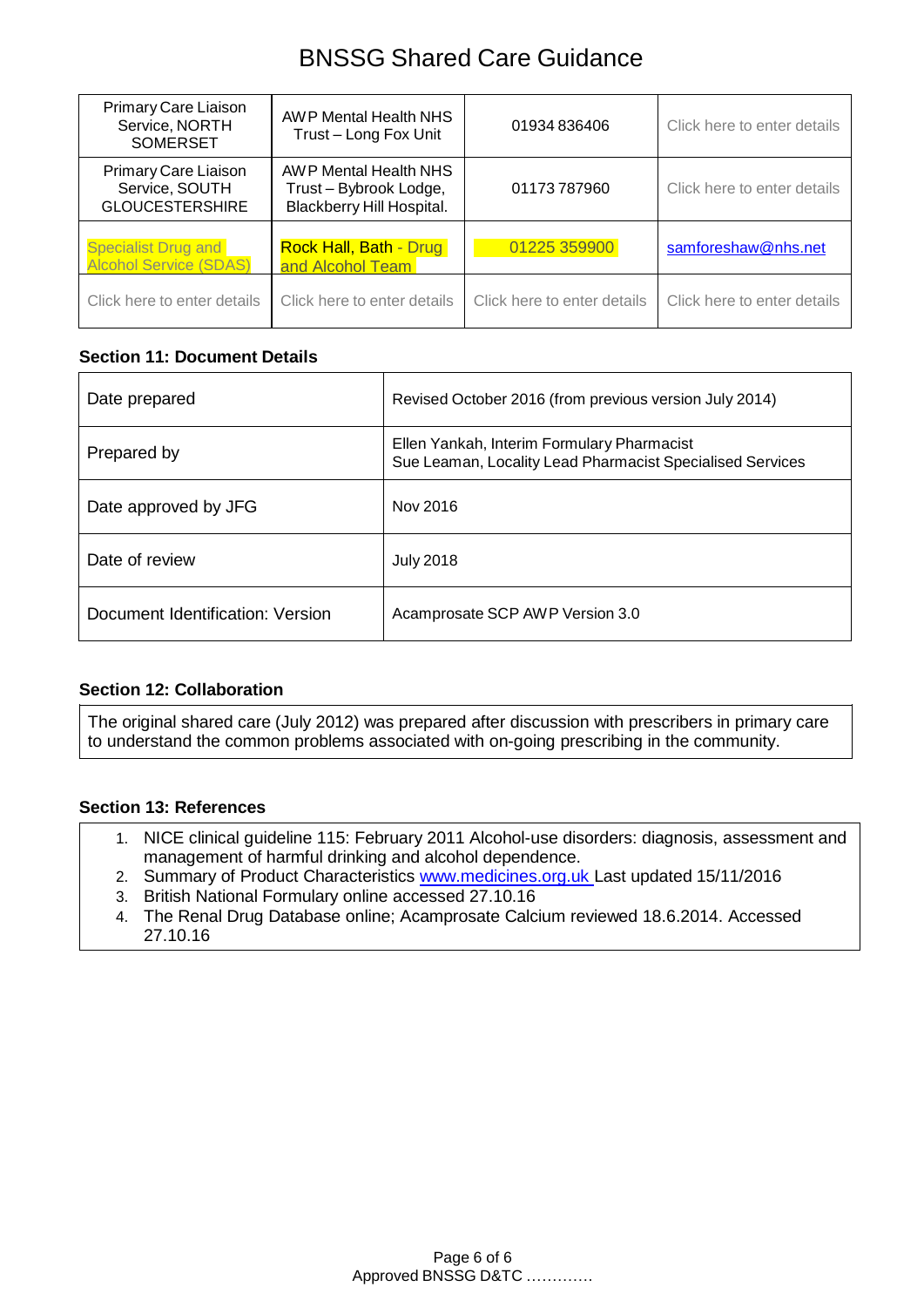| | | | |
|---|---|---|---|
| Primary Care Liaison Service, NORTH SOMERSET | AWP Mental Health NHS Trust – Long Fox Unit | 01934 836406 | Click here to enter details |
| Primary Care Liaison Service, SOUTH GLOUCESTERSHIRE | AWP Mental Health NHS Trust – Bybrook Lodge, Blackberry Hill Hospital. | 01173 787960 | Click here to enter details |
| Specialist Drug and Alcohol Service (SDAS) | Rock Hall, Bath - Drug and Alcohol Team | 01225 359900 | samforeshaw@nhs.net |
| Click here to enter details | Click here to enter details | Click here to enter details | Click here to enter details |

**Section 11: Document Details**

| | |
|---|---|
| Date prepared | Revised October 2016 (from previous version July 2014) |
| Prepared by | Ellen Yankah, Interim Formulary Pharmacist<br>Sue Leaman, Locality Lead Pharmacist Specialised Services |
| Date approved by JFG | Nov 2016 |
| Date of review | July 2018 |
| Document Identification: Version | Acamprosate SCP AWP Version 3.0 |

**Section 12: Collaboration**

The original shared care (July 2012) was prepared after discussion with prescribers in primary care to understand the common problems associated with on-going prescribing in the community.

**Section 13: References**

1. NICE clinical guideline 115: February 2011 Alcohol-use disorders: diagnosis, assessment and management of harmful drinking and alcohol dependence.
2. Summary of Product Characteristics www.medicines.org.uk Last updated 15/11/2016
3. British National Formulary online accessed 27.10.16
4. The Renal Drug Database online; Acamprosate Calcium reviewed 18.6.2014. Accessed 27.10.16

Approved BNSSG D&TC ………….